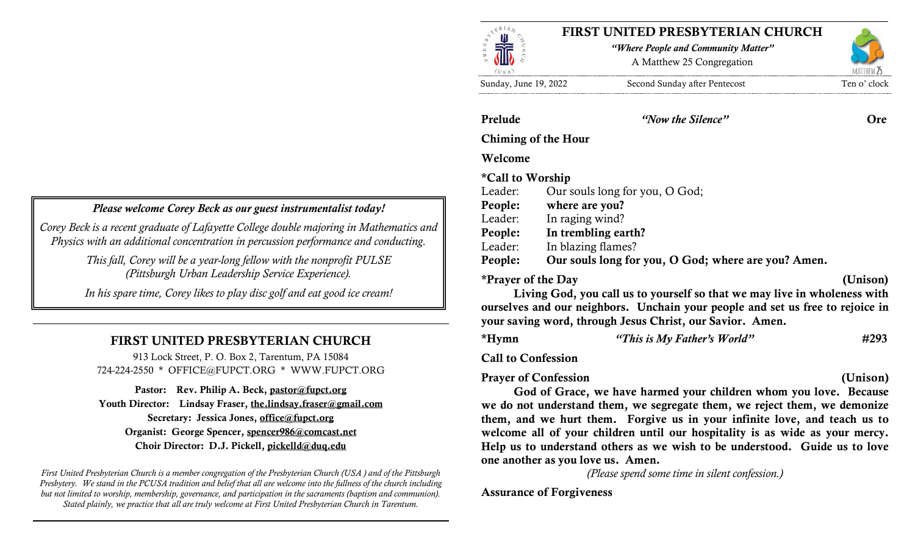*Please welcome Corey Beck as our guest instrumentalist today!*

*Corey Beck is a recent graduate of Lafayette College double majoring in Mathematics and Physics with an additional concentration in percussion performance and conducting.*

*This fall, Corey will be a year-long fellow with the nonprofit PULSE (Pittsburgh Urban Leadership Service Experience).*

*In his spare time, Corey likes to play disc golf and eat good ice cream!*

---

## FIRST UNITED PRESBYTERIAN CHURCH

913 Lock Street, P. O. Box 2, Tarentum, PA 15084
724-224-2550 * OFFICE@FUPCT.ORG * WWW.FUPCT.ORG

**Pastor: Rev. Philip A. Beck, pastor@fupct.org**
**Youth Director: Lindsay Fraser, the.lindsay.fraser@gmail.com**
**Secretary: Jessica Jones, office@fupct.org**
**Organist: George Spencer, spencer986@comcast.net**
**Choir Director: D.J. Pickell, pickelld@duq.edu**

*First United Presbyterian Church is a member congregation of the Presbyterian Church (USA ) and of the Pittsburgh Presbytery. We stand in the PCUSA tradition and belief that all are welcome into the fullness of the church including but not limited to worship, membership, governance, and participation in the sacraments (baptism and communion). Stated plainly, we practice that all are truly welcome at First United Presbyterian Church in Tarentum.*

---

# FIRST UNITED PRESBYTERIAN CHURCH

*"Where People and Community Matter"*

A Matthew 25 Congregation

Sunday, June 19, 2022 — Second Sunday after Pentecost — Ten o' clock

**Prelude** *"Now the Silence"* **Ore**

**Chiming of the Hour**

**Welcome**

**\*Call to Worship**

Leader: Our souls long for you, O God;
**People: where are you?**
Leader: In raging wind?
**People: In trembling earth?**
Leader: In blazing flames?
**People: Our souls long for you, O God; where are you? Amen.**

**\*Prayer of the Day (Unison)**

**Living God, you call us to yourself so that we may live in wholeness with ourselves and our neighbors. Unchain your people and set us free to rejoice in your saving word, through Jesus Christ, our Savior. Amen.**

**\*Hymn** *"This is My Father's World"* **#293**

**Call to Confession**

**Prayer of Confession (Unison)**

**God of Grace, we have harmed your children whom you love. Because we do not understand them, we segregate them, we reject them, we demonize them, and we hurt them. Forgive us in your infinite love, and teach us to welcome all of your children until our hospitality is as wide as your mercy. Help us to understand others as we wish to be understood. Guide us to love one another as you love us. Amen.**

*(Please spend some time in silent confession.)*

**Assurance of Forgiveness**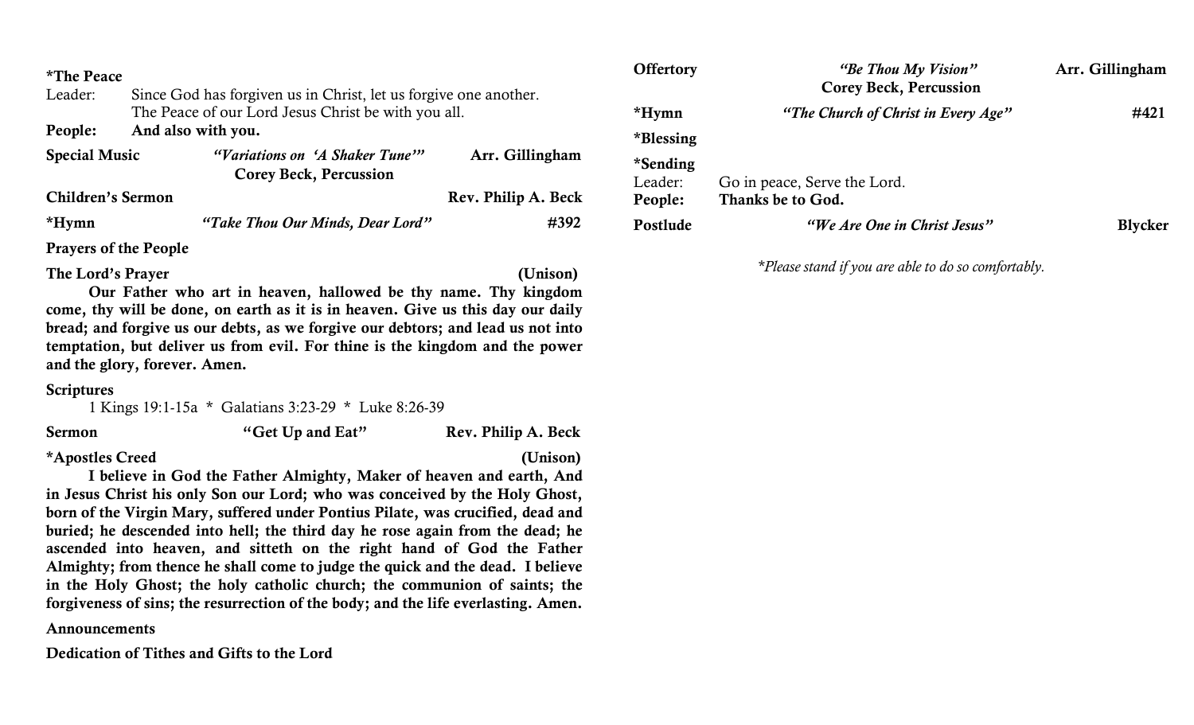**\*The Peace**

Leader: Since God has forgiven us in Christ, let us forgive one another. The Peace of our Lord Jesus Christ be with you all.

**People: And also with you.**

**Special Music** ***"Variations on 'A Shaker Tune'"*** **Arr. Gillingham**
**Corey Beck, Percussion**

**Children's Sermon** **Rev. Philip A. Beck**

**\*Hymn** ***"Take Thou Our Minds, Dear Lord"*** **#392**

**Prayers of the People**

**The Lord's Prayer** **(Unison)**

**Our Father who art in heaven, hallowed be thy name. Thy kingdom come, thy will be done, on earth as it is in heaven. Give us this day our daily bread; and forgive us our debts, as we forgive our debtors; and lead us not into temptation, but deliver us from evil. For thine is the kingdom and the power and the glory, forever. Amen.**

**Scriptures**

1 Kings 19:1-15a * Galatians 3:23-29 * Luke 8:26-39

**Sermon** **"Get Up and Eat"** **Rev. Philip A. Beck**

**\*Apostles Creed** **(Unison)**

**I believe in God the Father Almighty, Maker of heaven and earth, And in Jesus Christ his only Son our Lord; who was conceived by the Holy Ghost, born of the Virgin Mary, suffered under Pontius Pilate, was crucified, dead and buried; he descended into hell; the third day he rose again from the dead; he ascended into heaven, and sitteth on the right hand of God the Father Almighty; from thence he shall come to judge the quick and the dead. I believe in the Holy Ghost; the holy catholic church; the communion of saints; the forgiveness of sins; the resurrection of the body; and the life everlasting. Amen.**

**Announcements**

**Dedication of Tithes and Gifts to the Lord**

**Offertory** ***"Be Thou My Vision"*** **Arr. Gillingham**
**Corey Beck, Percussion**

**\*Hymn** ***"The Church of Christ in Every Age"*** **#421**

**\*Blessing**

**\*Sending**

Leader: Go in peace, Serve the Lord.

**People: Thanks be to God.**

**Postlude** ***"We Are One in Christ Jesus"*** **Blycker**

*\*Please stand if you are able to do so comfortably.*